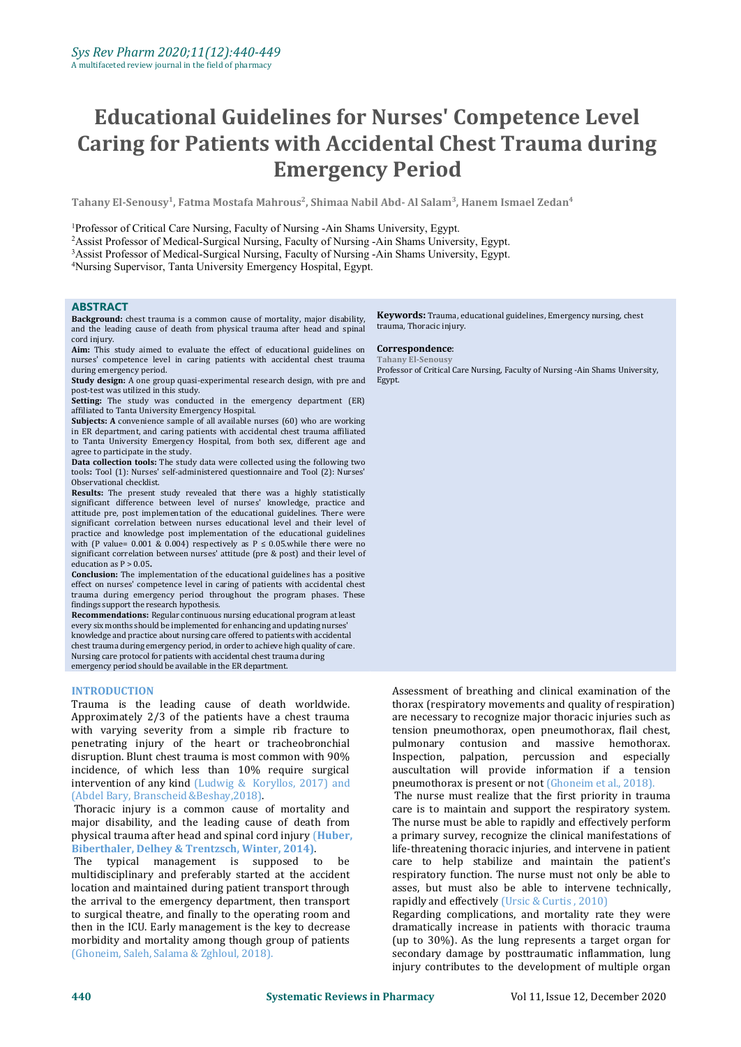# Educational Guidelines for Nurses' Competence Level Caring for Patients with Accidental Chest Trauma during Emergency Period

**Tahany El-Senousy[1], Fatma Mostafa Mahrous[2], Shimaa Nabil Abd- Al Salam[3], Hanem Ismael Zedan[4]**

[1]Professor of Critical Care Nursing, Faculty of Nursing -Ain Shams University, Egypt.
[2]Assist Professor of Medical-Surgical Nursing, Faculty of Nursing -Ain Shams University, Egypt.
[3]Assist Professor of Medical-Surgical Nursing, Faculty of Nursing -Ain Shams University, Egypt.
[4]Nursing Supervisor, Tanta University Emergency Hospital, Egypt.

## ABSTRACT

**Background:** chest trauma is a common cause of mortality, major disability, and the leading cause of death from physical trauma after head and spinal cord injury.

**Aim:** This study aimed to evaluate the effect of educational guidelines on nurses' competence level in caring patients with accidental chest trauma during emergency period.

**Study design:** A one group quasi-experimental research design, with pre and post-test was utilized in this study.

**Setting:** The study was conducted in the emergency department (ER) affiliated to Tanta University Emergency Hospital.

**Subjects: A** convenience sample of all available nurses (60) who are working in ER department, and caring patients with accidental chest trauma affiliated to Tanta University Emergency Hospital, from both sex, different age and agree to participate in the study.

**Data collection tools:** The study data were collected using the following two tools**:** Tool (1): Nurses' self-administered questionnaire and Tool (2): Nurses' Observational checklist.

**Results:** The present study revealed that there was a highly statistically significant difference between level of nurses' knowledge, practice and attitude pre, post implementation of the educational guidelines. There were significant correlation between nurses educational level and their level of practice and knowledge post implementation of the educational guidelines with (P value= 0.001 & 0.004) respectively as P ≤ 0.05.while there were no significant correlation between nurses' attitude (pre & post) and their level of education as P > 0.05**.**

**Conclusion:** The implementation of the educational guidelines has a positive effect on nurses' competence level in caring of patients with accidental chest trauma during emergency period throughout the program phases. These findings support the research hypothesis.

**Recommendations:** Regular continuous nursing educational program at least every six months should be implemented for enhancing and updating nurses' knowledge and practice about nursing care offered to patients with accidental chest trauma during emergency period, in order to achieve high quality of care. Nursing care protocol for patients with accidental chest trauma during emergency period should be available in the ER department.

**Keywords:** Trauma, educational guidelines, Emergency nursing, chest trauma, Thoracic injury.

**Correspondence**:
**Tahany El-Senousy**
Professor of Critical Care Nursing, Faculty of Nursing -Ain Shams University, Egypt.

## INTRODUCTION

Trauma is the leading cause of death worldwide. Approximately 2/3 of the patients have a chest trauma with varying severity from a simple rib fracture to penetrating injury of the heart or tracheobronchial disruption. Blunt chest trauma is most common with 90% incidence, of which less than 10% require surgical intervention of any kind (Ludwig & Koryllos, 2017) and (Abdel Bary, Branscheid &Beshay,2018).

Thoracic injury is a common cause of mortality and major disability, and the leading cause of death from physical trauma after head and spinal cord injury **(Huber, Biberthaler, Delhey & Trentzsch, Winter, 2014)**.

The typical management is supposed to be multidisciplinary and preferably started at the accident location and maintained during patient transport through the arrival to the emergency department, then transport to surgical theatre, and finally to the operating room and then in the ICU. Early management is the key to decrease morbidity and mortality among though group of patients (Ghoneim, Saleh, Salama & Zghloul, 2018).

Assessment of breathing and clinical examination of the thorax (respiratory movements and quality of respiration) are necessary to recognize major thoracic injuries such as tension pneumothorax, open pneumothorax, flail chest, pulmonary contusion and massive hemothorax. Inspection, palpation, percussion and especially auscultation will provide information if a tension pneumothorax is present or not (Ghoneim et al., 2018).

The nurse must realize that the first priority in trauma care is to maintain and support the respiratory system. The nurse must be able to rapidly and effectively perform a primary survey, recognize the clinical manifestations of life-threatening thoracic injuries, and intervene in patient care to help stabilize and maintain the patient's respiratory function. The nurse must not only be able to asses, but must also be able to intervene technically, rapidly and effectively (Ursic & Curtis , 2010)

Regarding complications, and mortality rate they were dramatically increase in patients with thoracic trauma (up to 30%). As the lung represents a target organ for secondary damage by posttraumatic inflammation, lung injury contributes to the development of multiple organ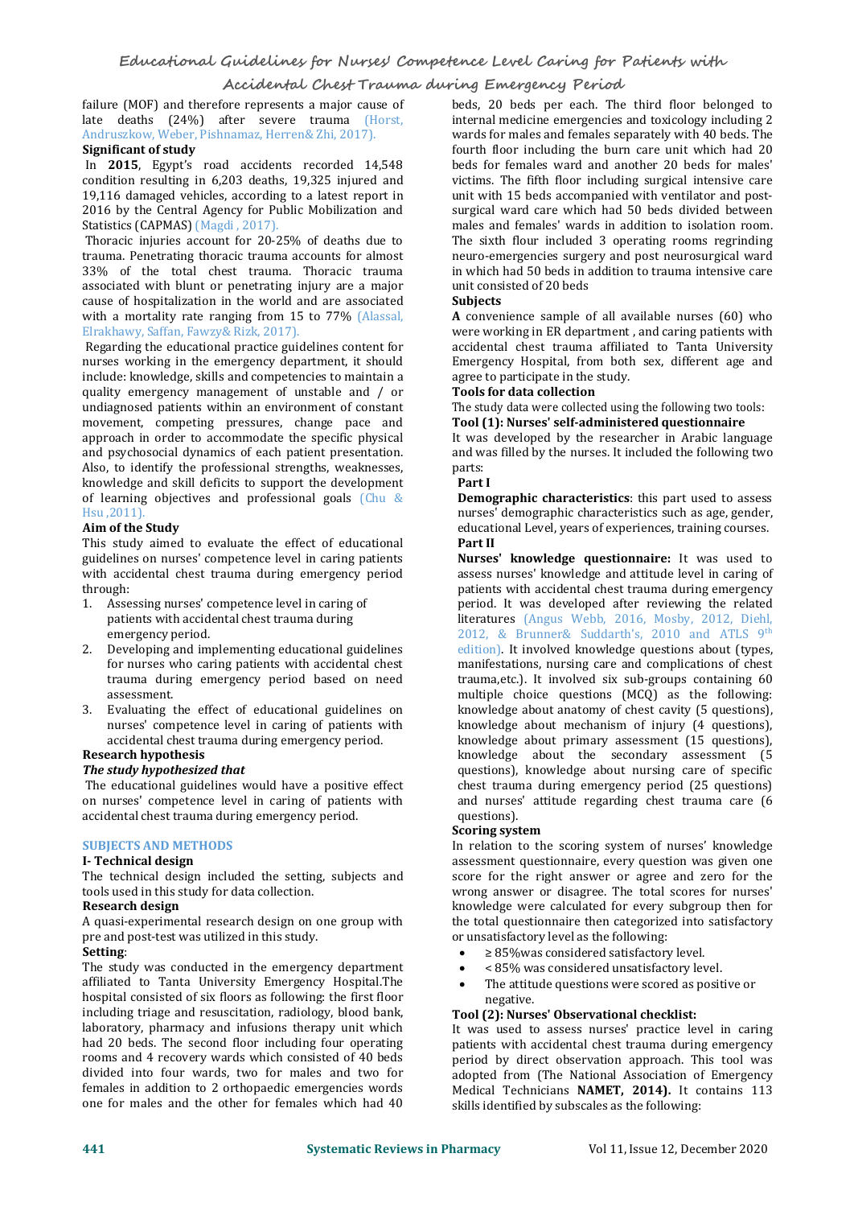failure (MOF) and therefore represents a major cause of late deaths (24%) after severe trauma (Horst, Andruszkow, Weber, Pishnamaz, Herren& Zhi, 2017).

### Significant of study

In **2015**, Egypt's road accidents recorded 14,548 condition resulting in 6,203 deaths, 19,325 injured and 19,116 damaged vehicles, according to a latest report in 2016 by the Central Agency for Public Mobilization and Statistics (CAPMAS) (Magdi , 2017).

Thoracic injuries account for 20-25% of deaths due to trauma. Penetrating thoracic trauma accounts for almost 33% of the total chest trauma. Thoracic trauma associated with blunt or penetrating injury are a major cause of hospitalization in the world and are associated with a mortality rate ranging from 15 to 77% (Alassal, Elrakhawy, Saffan, Fawzy& Rizk, 2017).

Regarding the educational practice guidelines content for nurses working in the emergency department, it should include: knowledge, skills and competencies to maintain a quality emergency management of unstable and / or undiagnosed patients within an environment of constant movement, competing pressures, change pace and approach in order to accommodate the specific physical and psychosocial dynamics of each patient presentation. Also, to identify the professional strengths, weaknesses, knowledge and skill deficits to support the development of learning objectives and professional goals (Chu & Hsu ,2011).

### Aim of the Study

This study aimed to evaluate the effect of educational guidelines on nurses' competence level in caring patients with accidental chest trauma during emergency period through:

1. Assessing nurses' competence level in caring of patients with accidental chest trauma during emergency period.
2. Developing and implementing educational guidelines for nurses who caring patients with accidental chest trauma during emergency period based on need assessment.
3. Evaluating the effect of educational guidelines on nurses' competence level in caring of patients with accidental chest trauma during emergency period.

### Research hypothesis

***The study hypothesized that***

The educational guidelines would have a positive effect on nurses' competence level in caring of patients with accidental chest trauma during emergency period.

## SUBJECTS AND METHODS

### I- Technical design

The technical design included the setting, subjects and tools used in this study for data collection.

### Research design

A quasi-experimental research design on one group with pre and post-test was utilized in this study.

### Setting:

The study was conducted in the emergency department affiliated to Tanta University Emergency Hospital.The hospital consisted of six floors as following: the first floor including triage and resuscitation, radiology, blood bank, laboratory, pharmacy and infusions therapy unit which had 20 beds. The second floor including four operating rooms and 4 recovery wards which consisted of 40 beds divided into four wards, two for males and two for females in addition to 2 orthopaedic emergencies words one for males and the other for females which had 40 beds, 20 beds per each. The third floor belonged to internal medicine emergencies and toxicology including 2 wards for males and females separately with 40 beds. The fourth floor including the burn care unit which had 20 beds for females ward and another 20 beds for males' victims. The fifth floor including surgical intensive care unit with 15 beds accompanied with ventilator and post-surgical ward care which had 50 beds divided between males and females' wards in addition to isolation room. The sixth flour included 3 operating rooms regrinding neuro-emergencies surgery and post neurosurgical ward in which had 50 beds in addition to trauma intensive care unit consisted of 20 beds

### Subjects

**A** convenience sample of all available nurses (60) who were working in ER department , and caring patients with accidental chest trauma to Tanta University Emergency Hospital, from both sex, different age and agree to participate in the study.

### Tools for data collection

The study data were collected using the following two tools:

#### Tool (1): Nurses' self-administered questionnaire

It was developed by the researcher in Arabic language and was filled by the nurses. It included the following two parts:

**Part I**

**Demographic characteristics**: this part used to assess nurses' demographic characteristics such as age, gender, educational Level, years of experiences, training courses.

**Part II**

**Nurses' knowledge questionnaire:** It was used to assess nurses' knowledge and attitude level in caring of patients with accidental chest trauma during emergency period. It was developed after reviewing the related literatures (Angus Webb, 2016, Mosby, 2012, Diehl, 2012, & Brunner& Suddarth's, 2010 and ATLS 9th edition). It involved knowledge questions about (types, manifestations, nursing care and complications of chest trauma,etc.). It involved six sub-groups containing 60 multiple choice questions (MCQ) as the following: knowledge about anatomy of chest cavity (5 questions), knowledge about mechanism of injury (4 questions), knowledge about primary assessment (15 questions), knowledge about the secondary assessment (5 questions), knowledge about nursing care of specific chest trauma during emergency period (25 questions) and nurses' attitude regarding chest trauma care (6 questions).

### Scoring system

In relation to the scoring system of nurses' knowledge assessment questionnaire, every question was given one score for the right answer or agree and zero for the wrong answer or disagree. The total scores for nurses' knowledge were calculated for every subgroup then for the total questionnaire then categorized into satisfactory or unsatisfactory level as the following:

- ≥ 85%was considered satisfactory level.
- < 85% was considered unsatisfactory level.
- The attitude questions were scored as positive or negative.

#### Tool (2): Nurses' Observational checklist:

It was used to assess nurses' practice level in caring patients with accidental chest trauma during emergency period by direct observation approach. This tool was adopted from (The National Association of Emergency Medical Technicians **NAMET, 2014).** It contains 113 skills identified by subscales as the following: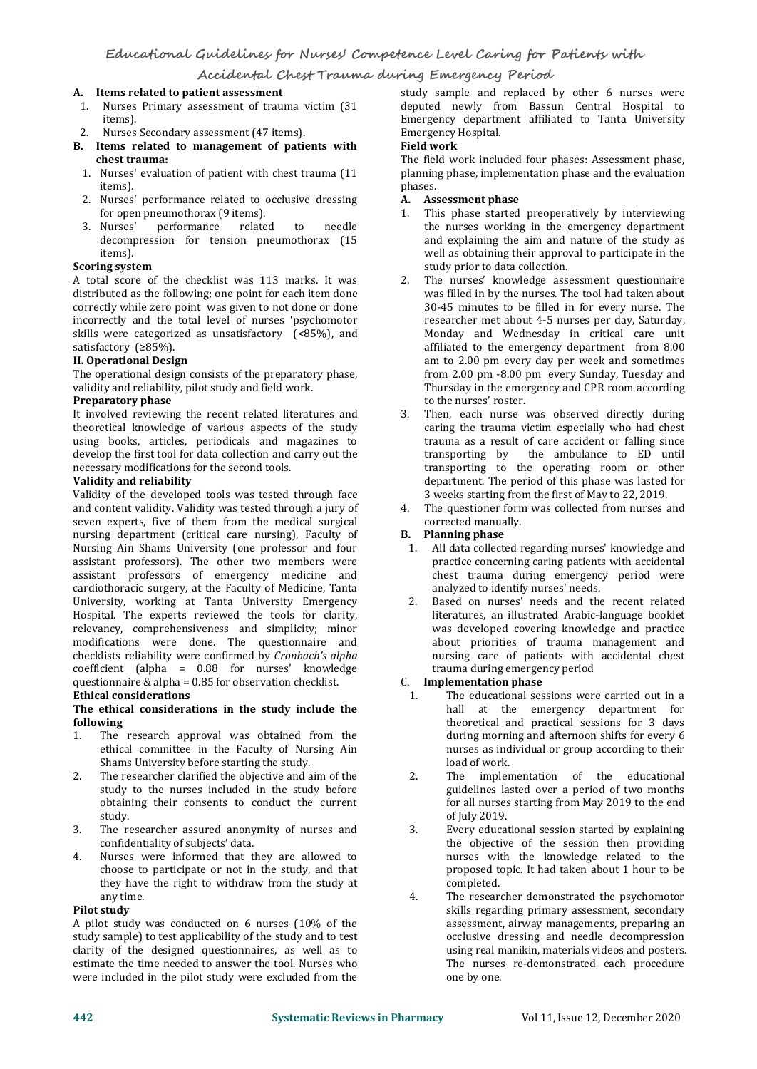**A. Items related to patient assessment**

1. Nurses Primary assessment of trauma victim (31 items).
2. Nurses Secondary assessment (47 items).

**B. Items related to management of patients with chest trauma:**

1. Nurses' evaluation of patient with chest trauma (11 items).
2. Nurses' performance related to occlusive dressing for open pneumothorax (9 items).
3. Nurses' performance related to needle decompression for tension pneumothorax (15 items).

**Scoring system**

A total score of the checklist was 113 marks. It was distributed as the following; one point for each item done correctly while zero point was given to not done or done incorrectly and the total level of nurses 'psychomotor skills were categorized as unsatisfactory (<85%), and satisfactory (≥85%).

**II. Operational Design**

The operational design consists of the preparatory phase, validity and reliability, pilot study and field work.

**Preparatory phase**

It involved reviewing the recent related literatures and theoretical knowledge of various aspects of the study using books, articles, periodicals and magazines to develop the first tool for data collection and carry out the necessary modifications for the second tools.

**Validity and reliability**

Validity of the developed tools was tested through face and content validity. Validity was tested through a jury of seven experts, five of them from the medical surgical nursing department (critical care nursing), Faculty of Nursing Ain Shams University (one professor and four assistant professors). The other two members were assistant professors of emergency medicine and cardiothoracic surgery, at the Faculty of Medicine, Tanta University, working at Tanta University Emergency Hospital. The experts reviewed the tools for clarity, relevancy, comprehensiveness and simplicity; minor modifications were done. The questionnaire and checklists reliability were confirmed by *Cronbach's alpha* coefficient (alpha = 0.88 for nurses' knowledge questionnaire & alpha = 0.85 for observation checklist.

**Ethical considerations**

**The ethical considerations in the study include the following**

1. The research approval was obtained from the ethical committee in the Faculty of Nursing Ain Shams University before starting the study.
2. The researcher clarified the objective and aim of the study to the nurses included in the study before obtaining their consents to conduct the current study.
3. The researcher assured anonymity of nurses and confidentiality of subjects' data.
4. Nurses were informed that they are allowed to choose to participate or not in the study, and that they have the right to withdraw from the study at any time.

**Pilot study**

A pilot study was conducted on 6 nurses (10% of the study sample) to test applicability of the study and to test clarity of the designed questionnaires, as well as to estimate the time needed to answer the tool. Nurses who were included in the pilot study were excluded from the study sample and replaced by other 6 nurses were deputed newly from Bassun Central Hospital to Emergency department affiliated to Tanta University Emergency Hospital.

**Field work**

The field work included four phases: Assessment phase, planning phase, implementation phase and the evaluation phases.

**A. Assessment phase**

1. This phase started preoperatively by interviewing the nurses working in the emergency department and explaining the aim and nature of the study as well as obtaining their approval to participate in the study prior to data collection.
2. The nurses' knowledge assessment questionnaire was filled in by the nurses. The tool had taken about 30-45 minutes to be filled in for every nurse. The researcher met about 4-5 nurses per day, Saturday, Monday and Wednesday in critical care unit affiliated to the emergency department from 8.00 am to 2.00 pm every day per week and sometimes from 2.00 pm -8.00 pm every Sunday, Tuesday and Thursday in the emergency and CPR room according to the nurses' roster.
3. Then, each nurse was observed directly during caring the trauma victim especially who had chest trauma as a result of care accident or falling since transporting by the ambulance to ED until transporting to the operating room or other department. The period of this phase was lasted for 3 weeks starting from the first of May to 22, 2019.
4. The questioner form was collected from nurses and corrected manually.

**B. Planning phase**

1. All data collected regarding nurses' knowledge and practice concerning caring patients with accidental chest trauma during emergency period were analyzed to identify nurses' needs.
2. Based on nurses' needs and the recent related literatures, an illustrated Arabic-language booklet was developed covering knowledge and practice about priorities of trauma management and nursing care of patients with accidental chest trauma during emergency period

**C. Implementation phase**

1. The educational sessions were carried out in a hall at the emergency department for theoretical and practical sessions for 3 days during morning and afternoon shifts for every 6 nurses as individual or group according to their load of work.
2. The implementation of the educational guidelines lasted over a period of two months for all nurses starting from May 2019 to the end of July 2019.
3. Every educational session started by explaining the objective of the session then providing nurses with the knowledge related to the proposed topic. It had taken about 1 hour to be completed.
4. The researcher demonstrated the psychomotor skills regarding primary assessment, secondary assessment, airway managements, preparing an occlusive dressing and needle decompression using real manikin, materials videos and posters. The nurses re-demonstrated each procedure one by one.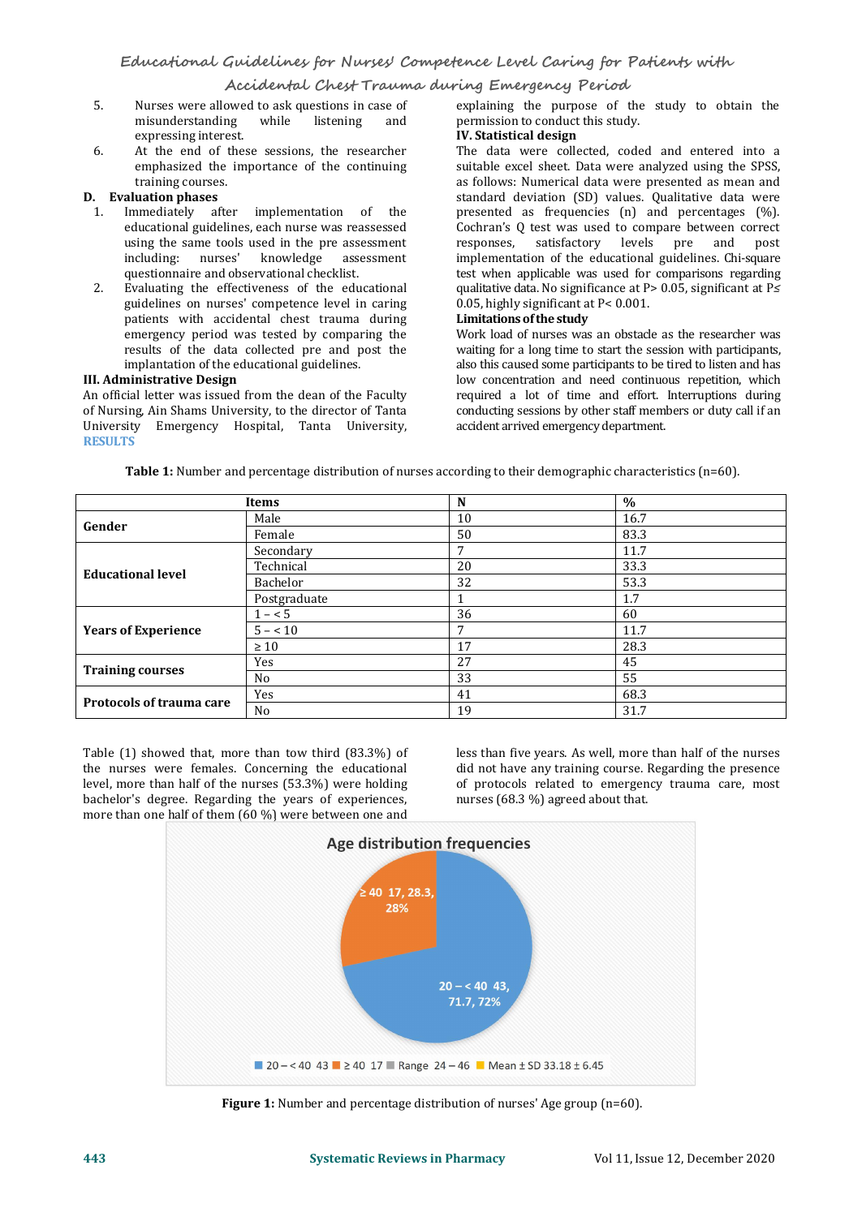5. Nurses were allowed to ask questions in case of misunderstanding while listening and expressing interest.
6. At the end of these sessions, the researcher emphasized the importance of the continuing training courses.

**D. Evaluation phases**

1. Immediately after implementation of the educational guidelines, each nurse was reassessed using the same tools used in the pre assessment including: nurses' knowledge assessment questionnaire and observational checklist.
2. Evaluating the effectiveness of the educational guidelines on nurses' competence level in caring patients with accidental chest trauma during emergency period was tested by comparing the results of the data collected pre and post the implantation of the educational guidelines.

### III. Administrative Design

An official letter was issued from the dean of the Faculty of Nursing, Ain Shams University, to the director of Tanta University Emergency Hospital, Tanta University, explaining the purpose of the study to obtain the permission to conduct this study.

### IV. Statistical design

The data were collected, coded and entered into a suitable excel sheet. Data were analyzed using the SPSS, as follows: Numerical data were presented as mean and standard deviation (SD) values. Qualitative data were presented as frequencies (n) and percentages (%). Cochran's Q test was used to compare between correct responses, satisfactory levels pre and post implementation of the educational guidelines. Chi-square test when applicable was used for comparisons regarding qualitative data. No significance at $P > 0.05$, significant at $P \leq 0.05$, highly significant at $P < 0.001$.

### Limitations of the study

Work load of nurses was an obstacle as the researcher was waiting for a long time to start the session with participants, also this caused some participants to be tired to listen and has low concentration and need continuous repetition, which required a lot of time and effort. Interruptions during conducting sessions by other staff members or duty call if an accident arrived emergency department.

## RESULTS

**Table 1:** Number and percentage distribution of nurses according to their demographic characteristics (n=60).

| Items | | N | % |
|---|---|---|---|
| **Gender** | Male | 10 | 16.7 |
| | Female | 50 | 83.3 |
| **Educational level** | Secondary | 7 | 11.7 |
| | Technical | 20 | 33.3 |
| | Bachelor | 32 | 53.3 |
| | Postgraduate | 1 | 1.7 |
| **Years of Experience** | 1 – < 5 | 36 | 60 |
| | 5 – < 10 | 7 | 11.7 |
| | ≥ 10 | 17 | 28.3 |
| **Training courses** | Yes | 27 | 45 |
| | No | 33 | 55 |
| **Protocols of trauma care** | Yes | 41 | 68.3 |
| | No | 19 | 31.7 |

Table (1) showed that, more than tow third (83.3%) of the nurses were females. Concerning the educational level, more than half of the nurses (53.3%) were holding bachelor's degree. Regarding the years of experiences, more than one half of them (60 %) were between one and less than five years. As well, more than half of the nurses did not have any training course. Regarding the presence of protocols related to emergency trauma care, most nurses (68.3 %) agreed about that.

Age distribution frequencies

≥ 40 17, 28.3, 28%

20 – < 40 43, 71.7, 72%

20 – < 40 43 ≥ 40 17 Range 24 – 46 Mean ± SD 33.18 ± 6.45

**Figure 1:** Number and percentage distribution of nurses' Age group (n=60).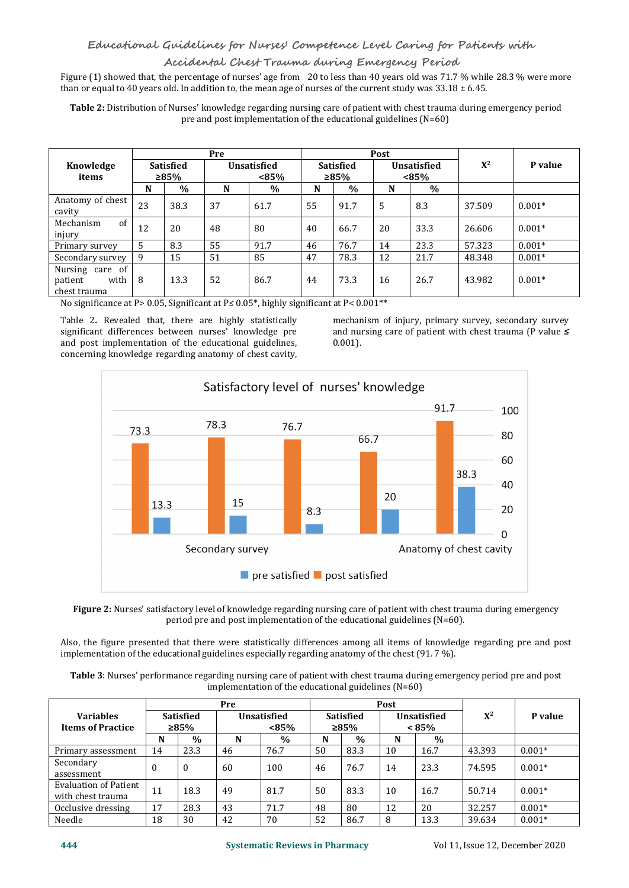Figure (1) showed that, the percentage of nurses' age from 20 to less than 40 years old was 71.7 % while 28.3 % were more than or equal to 40 years old. In addition to, the mean age of nurses of the current study was 33.18 ± 6.45.

**Table 2:** Distribution of Nurses' knowledge regarding nursing care of patient with chest trauma during emergency period pre and post implementation of the educational guidelines (N=60)

| Knowledge items | Pre | | | | Post | | | | $X^2$ | P value |
|---|---|---|---|---|---|---|---|---|---|---|
| | Satisfied ≥85% | | Unsatisfied <85% | | Satisfied ≥85% | | Unsatisfied <85% | | | |
| | N | % | N | % | N | % | N | % | | |
| Anatomy of chest cavity | 23 | 38.3 | 37 | 61.7 | 55 | 91.7 | 5 | 8.3 | 37.509 | 0.001* |
| Mechanism of injury | 12 | 20 | 48 | 80 | 40 | 66.7 | 20 | 33.3 | 26.606 | 0.001* |
| Primary survey | 5 | 8.3 | 55 | 91.7 | 46 | 76.7 | 14 | 23.3 | 57.323 | 0.001* |
| Secondary survey | 9 | 15 | 51 | 85 | 47 | 78.3 | 12 | 21.7 | 48.348 | 0.001* |
| Nursing care of patient with chest trauma | 8 | 13.3 | 52 | 86.7 | 44 | 73.3 | 16 | 26.7 | 43.982 | 0.001* |

No significance at P> 0.05, Significant at P≤ 0.05*, highly significant at P< 0.001**

Table 2. Revealed that, there are highly statistically significant differences between nurses' knowledge pre and post implementation of the educational guidelines, concerning knowledge regarding anatomy of chest cavity, mechanism of injury, primary survey, secondary survey and nursing care of patient with chest trauma (P value ≤ 0.001).

**Figure 2:** Nurses' satisfactory level of knowledge regarding nursing care of patient with chest trauma during emergency period pre and post implementation of the educational guidelines (N=60).

Also, the figure presented that there were statistically differences among all items of knowledge regarding pre and post implementation of the educational guidelines especially regarding anatomy of the chest (91. 7 %).

**Table 3**: Nurses' performance regarding nursing care of patient with chest trauma during emergency period pre and post implementation of the educational guidelines (N=60)

| Variables Items of Practice | Pre | | | | Post | | | | $X^2$ | P value |
|---|---|---|---|---|---|---|---|---|---|---|
| | Satisfied ≥85% | | Unsatisfied <85% | | Satisfied ≥85% | | Unsatisfied < 85% | | | |
| | N | % | N | % | N | % | N | % | | |
| Primary assessment | 14 | 23.3 | 46 | 76.7 | 50 | 83.3 | 10 | 16.7 | 43.393 | 0.001* |
| Secondary assessment | 0 | 0 | 60 | 100 | 46 | 76.7 | 14 | 23.3 | 74.595 | 0.001* |
| Evaluation of Patient with chest trauma | 11 | 18.3 | 49 | 81.7 | 50 | 83.3 | 10 | 16.7 | 50.714 | 0.001* |
| Occlusive dressing | 17 | 28.3 | 43 | 71.7 | 48 | 80 | 12 | 20 | 32.257 | 0.001* |
| Needle | 18 | 30 | 42 | 70 | 52 | 86.7 | 8 | 13.3 | 39.634 | 0.001* |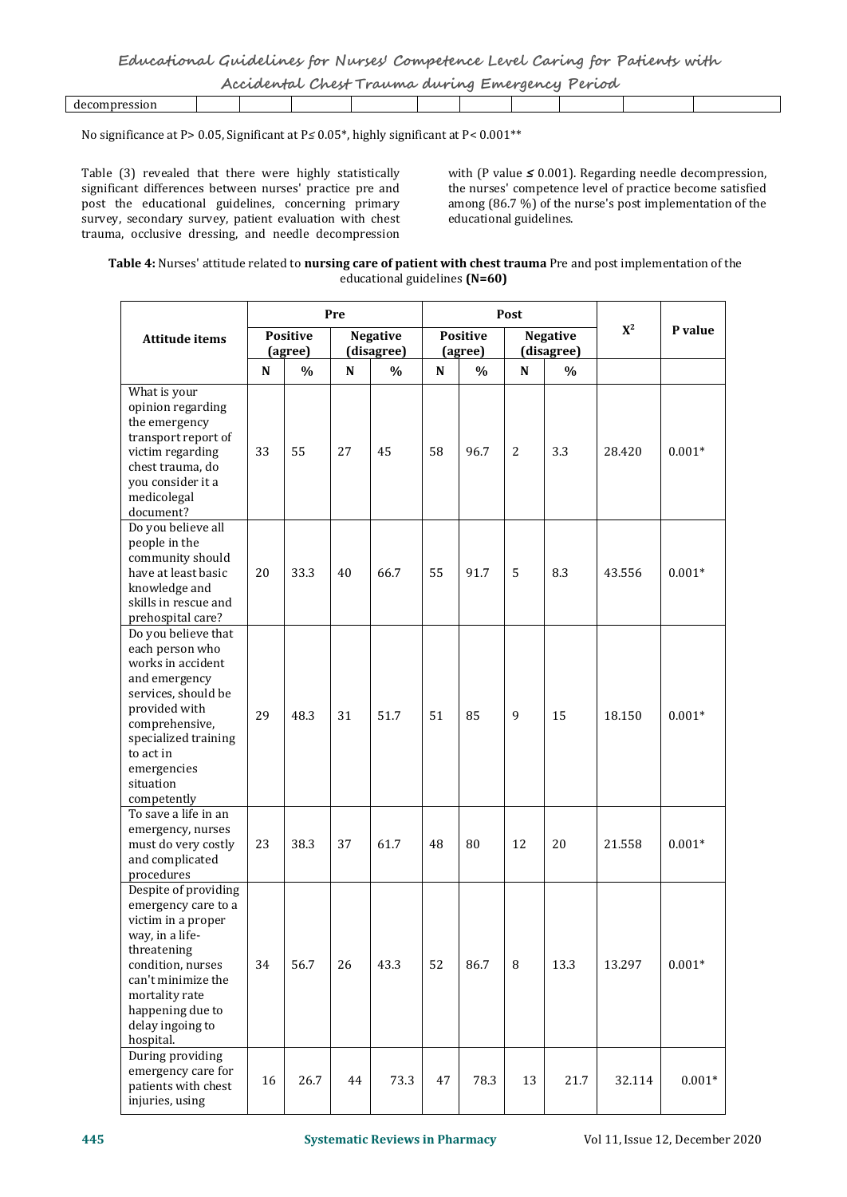| decompression | | | | | | | | | | |
|---|---|---|---|---|---|---|---|---|---|---|

No significance at P> 0.05, Significant at P≤ 0.05*, highly significant at P< 0.001**

Table (3) revealed that there were highly statistically significant differences between nurses' practice pre and post the educational guidelines, concerning primary survey, secondary survey, patient evaluation with chest trauma, occlusive dressing, and needle decompression with (P value ≤ 0.001). Regarding needle decompression, the nurses' competence level of practice become satisfied among (86.7 %) of the nurse's post implementation of the educational guidelines.

**Table 4:** Nurses' attitude related to **nursing care of patient with chest trauma** Pre and post implementation of the educational guidelines **(N=60)**

| Attitude items | Pre | | | | Post | | | | $X^2$ | P value |
|---|---|---|---|---|---|---|---|---|---|---|
| | Positive (agree) | | Negative (disagree) | | Positive (agree) | | Negative (disagree) | | | |
| | N | % | N | % | N | % | N | % | | |
| What is your opinion regarding the emergency transport report of victim regarding chest trauma, do you consider it a medicolegal document? | 33 | 55 | 27 | 45 | 58 | 96.7 | 2 | 3.3 | 28.420 | 0.001* |
| Do you believe all people in the community should have at least basic knowledge and skills in rescue and prehospital care? | 20 | 33.3 | 40 | 66.7 | 55 | 91.7 | 5 | 8.3 | 43.556 | 0.001* |
| Do you believe that each person who works in accident and emergency services, should be provided with comprehensive, specialized training to act in emergencies situation competently | 29 | 48.3 | 31 | 51.7 | 51 | 85 | 9 | 15 | 18.150 | 0.001* |
| To save a life in an emergency, nurses must do very costly and complicated procedures | 23 | 38.3 | 37 | 61.7 | 48 | 80 | 12 | 20 | 21.558 | 0.001* |
| Despite of providing emergency care to a victim in a proper way, in a life-threatening condition, nurses can't minimize the mortality rate happening due to delay ingoing to hospital. | 34 | 56.7 | 26 | 43.3 | 52 | 86.7 | 8 | 13.3 | 13.297 | 0.001* |
| During providing emergency care for patients with chest injuries, using | 16 | 26.7 | 44 | 73.3 | 47 | 78.3 | 13 | 21.7 | 32.114 | 0.001* |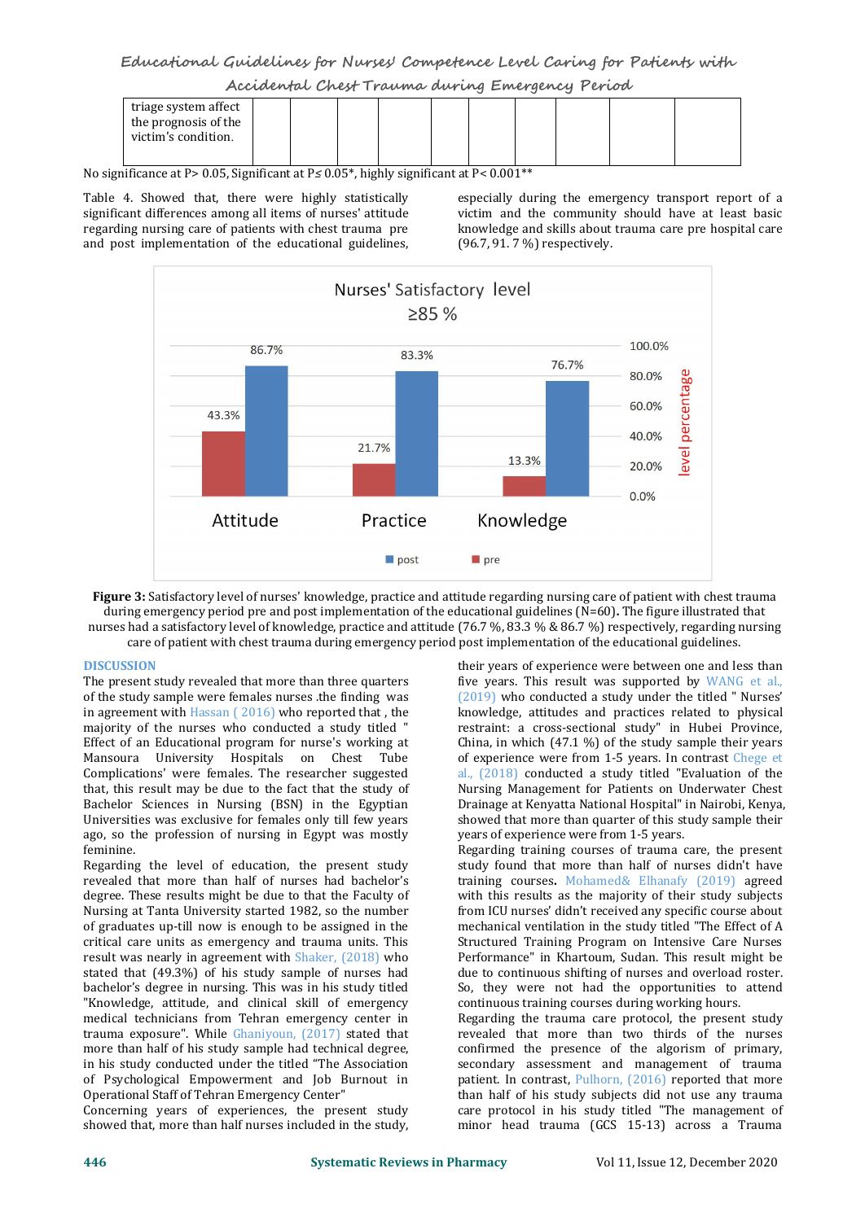| triage system affect the prognosis of the victim's condition. | | | | | | | | | | |
|---|---|---|---|---|---|---|---|---|---|---|

No significance at P> 0.05, Significant at P≤ 0.05*, highly significant at P< 0.001**

Table 4. Showed that, there were highly statistically significant differences among all items of nurses' attitude regarding nursing care of patients with chest trauma pre and post implementation of the educational guidelines, especially during the emergency transport report of a victim and the community should have at least basic knowledge and skills about trauma care pre hospital care (96.7, 91. 7 %) respectively.

Nurses' Satisfactory level ≥85 %

| | Attitude | Practice | Knowledge |
|---|---|---|---|
| pre | 43.3% | 21.7% | 13.3% |
| post | 86.7% | 83.3% | 76.7% |

**Figure 3:** Satisfactory level of nurses' knowledge, practice and attitude regarding nursing care of patient with chest trauma during emergency period pre and post implementation of the educational guidelines (N=60)**.** The figure illustrated that nurses had a satisfactory level of knowledge, practice and attitude (76.7 %, 83.3 % & 86.7 %) respectively, regarding nursing care of patient with chest trauma during emergency period post implementation of the educational guidelines.

## DISCUSSION

The present study revealed that more than three quarters of the study sample were females nurses .the finding was in agreement with Hassan ( 2016) who reported that , the majority of the nurses who conducted a study titled " Effect of an Educational program for nurse's working at Mansoura University Hospitals on Chest Tube Complications" were females. The researcher suggested that, this result may be due to the fact that the study of Bachelor Sciences in Nursing (BSN) in the Egyptian Universities was exclusive for females only till few years ago, so the profession of nursing in Egypt was mostly feminine.

Regarding the level of education, the present study revealed that more than half of nurses had bachelor's degree. These results might be due to that the Faculty of Nursing at Tanta University started 1982, so the number of graduates up-till now is enough to be assigned in the critical care units as emergency and trauma units. This result was nearly in agreement with Shaker, (2018) who stated that (49.3%) of his study sample of nurses had bachelor's degree in nursing. This was in his study titled "Knowledge, attitude, and clinical skill of emergency medical technicians from Tehran emergency center in trauma exposure". While Ghaniyoun, (2017) stated that more than half of his study sample had technical degree, in his study conducted under the titled "The Association of Psychological Empowerment and Job Burnout in Operational Staff of Tehran Emergency Center"

Concerning years of experiences, the present study showed that, more than half nurses included in the study, their years of experience were between one and less than five years. This result was supported by WANG et al., (2019) who conducted a study under the titled " Nurses' knowledge, attitudes and practices related to physical restraint: a cross-sectional study" in Hubei Province, China, in which (47.1 %) of the study sample their years of experience were from 1-5 years. In contrast Chege et al., (2018) conducted a study titled "Evaluation of the Nursing Management for Patients on Underwater Chest Drainage at Kenyatta National Hospital" in Nairobi, Kenya, showed that more than quarter of this study sample their years of experience were from 1-5 years.

Regarding training courses of trauma care, the present study found that more than half of nurses didn't have training courses**.** Mohamed& Elhanafy (2019) agreed with this results as the majority of their study subjects from ICU nurses' didn't received any specific course about mechanical ventilation in the study titled "The Effect of A Structured Training Program on Intensive Care Nurses Performance" in Khartoum, Sudan. This result might be due to continuous shifting of nurses and overload roster. So, they were not had the opportunities to attend continuous training courses during working hours.

Regarding the trauma care protocol, the present study revealed that more than two thirds of the nurses confirmed the presence of the algorism of primary, secondary assessment and management of trauma patient. In contrast, Pulhorn, (2016) reported that more than half of his study subjects did not use any trauma care protocol in his study titled "The management of minor head trauma (GCS 15-13) across a Trauma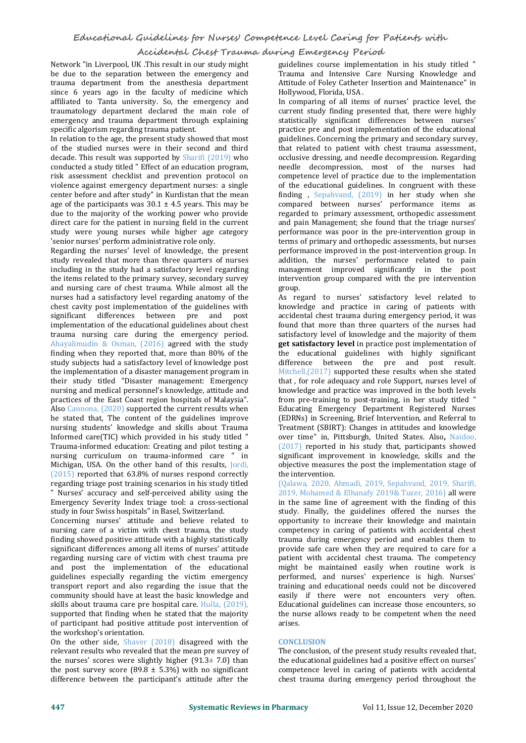Network "in Liverpool, UK .This result in our study might be due to the separation between the emergency and trauma department from the anesthesia department since 6 years ago in the faculty of medicine which affiliated to Tanta university. So, the emergency and traumatology department declared the main role of emergency and trauma department through explaining specific algorism regarding trauma patient.

In relation to the age, the present study showed that most of the studied nurses were in their second and third decade. This result was supported by Sharifi (2019) who conducted a study titled " Effect of an education program, risk assessment checklist and prevention protocol on violence against emergency department nurses: a single center before and after study" in Kurdistan that the mean age of the participants was 30.1 ± 4.5 years. This may be due to the majority of the working power who provide direct care for the patient in nursing field in the current study were young nurses while higher age category 'senior nurses' perform administrative role only.

Regarding the nurses' level of knowledge, the present study revealed that more than three quarters of nurses including in the study had a satisfactory level regarding the items related to the primary survey, secondary survey and nursing care of chest trauma. While almost all the nurses had a satisfactory level regarding anatomy of the chest cavity post implementation of the guidelines with significant differences between pre and post implementation of the educational guidelines about chest trauma nursing care during the emergency period. Ahayalimudin & Osman, (2016) agreed with the study finding when they reported that, more than 80% of the study subjects had a satisfactory level of knowledge post the implementation of a disaster management program in their study titled "Disaster management: Emergency nursing and medical personnel's knowledge, attitude and practices of the East Coast region hospitals of Malaysia". Also Cannona, (2020) supported the current results when he stated that, The content of the guidelines improve nursing students' knowledge and skills about Trauma Informed care(TIC) which provided in his study titled " Trauma-informed education: Creating and pilot testing a nursing curriculum on trauma-informed care " in Michigan, USA. On the other hand of this results, Jordi, (2015) reported that 63.8% of nurses respond correctly regarding triage post training scenarios in his study titled " Nurses' accuracy and self-perceived ability using the Emergency Severity Index triage tool: a cross-sectional study in four Swiss hospitals" in Basel, Switzerland.

Concerning nurses' attitude and believe related to nursing care of a victim with chest trauma, the study finding showed positive attitude with a highly statistically significant differences among all items of nurses' attitude regarding nursing care of victim with chest trauma pre and post the implementation of the educational guidelines especially regarding the victim emergency transport report and also regarding the issue that the community should have at least the basic knowledge and skills about trauma care pre hospital care. Hulla, (2019), supported that finding when he stated that the majority of participant had positive attitude post intervention of the workshop's orientation.

On the other side, Shaver (2018) disagreed with the relevant results who revealed that the mean pre survey of the nurses' scores were slightly higher (91.3± 7.0) than the post survey score (89.8 ± 5.3%) with no significant difference between the participant's attitude after the guidelines course implementation in his study titled " Trauma and Intensive Care Nursing Knowledge and Attitude of Foley Catheter Insertion and Maintenance" in Hollywood, Florida, USA .

In comparing of all items of nurses' practice level, the current study finding presented that, there were highly statistically significant differences between nurses' practice pre and post implementation of the educational guidelines. Concerning the primary and secondary survey, that related to patient with chest trauma assessment, occlusive dressing, and needle decompression. Regarding needle decompression, most of the nurses had competence level of practice due to the implementation of the educational guidelines. In congruent with these finding , Sepahvand, (2019) in her study when she compared between nurses' performance items as regarded to primary assessment, orthopedic assessment and pain Management; she found that the triage nurses' performance was poor in the pre-intervention group in terms of primary and orthopedic assessments, but nurses performance improved in the post-intervention group. In addition, the nurses' performance related to pain management improved significantly in the post intervention group compared with the pre intervention group.

As regard to nurses' satisfactory level related to knowledge and practice in caring of patients with accidental chest trauma during emergency period, it was found that more than three quarters of the nurses had satisfactory level of knowledge and the majority of them **get satisfactory level** in practice post implementation of the educational guidelines with highly significant difference between the pre and post result. Mitchell,(2017) supported these results when she stated that , for role adequacy and role Support, nurses level of knowledge and practice was improved in the both levels from pre-training to post-training, in her study titled " Educating Emergency Department Registered Nurses (EDRNs) in Screening, Brief Intervention, and Referral to Treatment (SBIRT): Changes in attitudes and knowledge over time" in, Pittsburgh, United States. Also**,** Naidoo, (2017) reported in his study that, participants showed significant improvement in knowledge, skills and the objective measures the post the implementation stage of the intervention.

(Qalawa, 2020, Ahmadi, 2019, Sepahvand, 2019, Sharifi, 2019, Mohamed & Elhanafy 2019& Tuzer, 2016) all were in the same line of agreement with the finding of this study. Finally, the guidelines offered the nurses the opportunity to increase their knowledge and maintain competency in caring of patients with accidental chest trauma during emergency period and enables them to provide safe care when they are required to care for a patient with accidental chest trauma. The competency might be maintained easily when routine work is performed, and nurses' experience is high. Nurses' training and educational needs could not be discovered easily if there were not encounters very often. Educational guidelines can increase those encounters, so the nurse allows ready to be competent when the need arises.

## CONCLUSION

The conclusion, of the present study results revealed that, the educational guidelines had a positive effect on nurses' competence level in caring of patients with accidental chest trauma during emergency period throughout the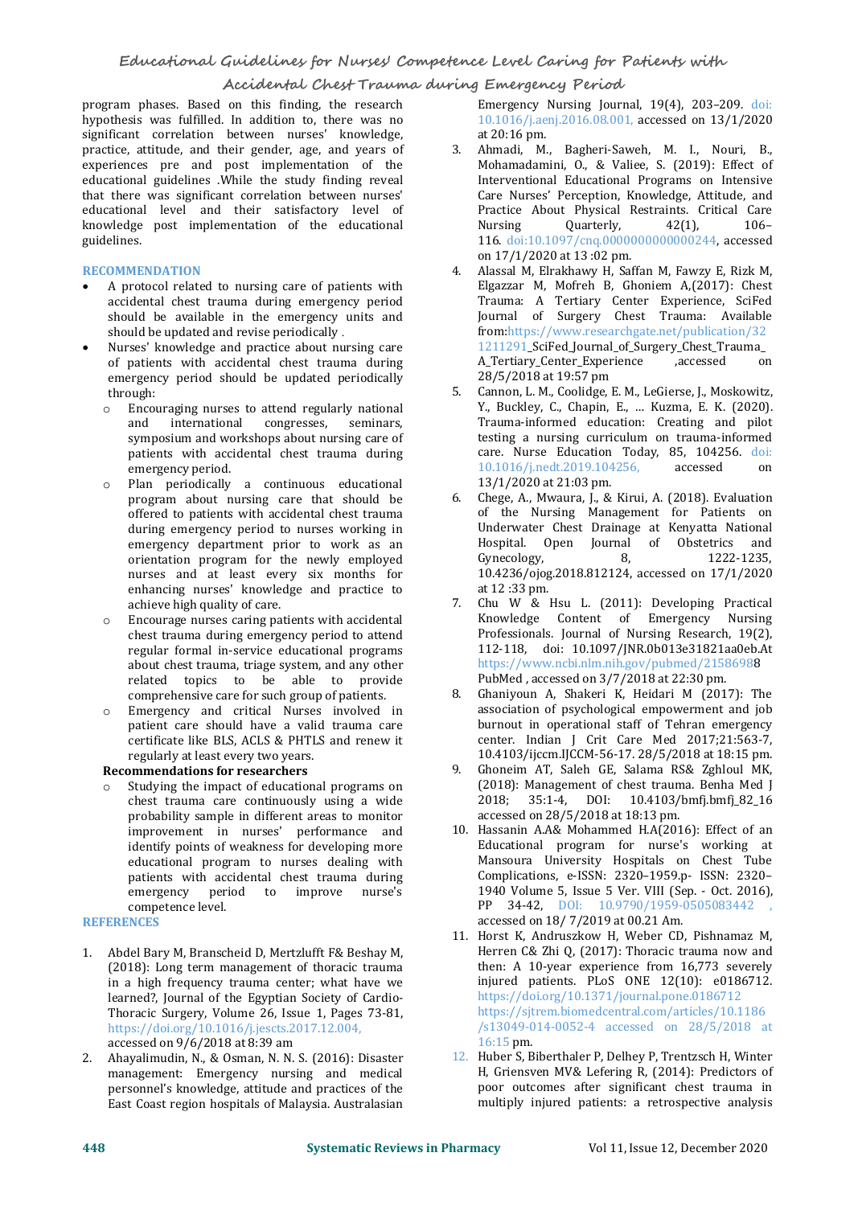program phases. Based on this finding, the research hypothesis was fulfilled. In addition to, there was no significant correlation between nurses' knowledge, practice, attitude, and their gender, age, and years of experiences pre and post implementation of the educational guidelines .While the study finding reveal that there was significant correlation between nurses' educational level and their satisfactory level of knowledge post implementation of the educational guidelines.

## RECOMMENDATION

- A protocol related to nursing care of patients with accidental chest trauma during emergency period should be available in the emergency units and should be updated and revise periodically .
- Nurses' knowledge and practice about nursing care of patients with accidental chest trauma during emergency period should be updated periodically through:
  - Encouraging nurses to attend regularly national and international congresses, seminars, symposium and workshops about nursing care of patients with accidental chest trauma during emergency period.
  - Plan periodically a continuous educational program about nursing care that should be offered to patients with accidental chest trauma during emergency period to nurses working in emergency department prior to work as an orientation program for the newly employed nurses and at least every six months for enhancing nurses' knowledge and practice to achieve high quality of care.
  - Encourage nurses caring patients with accidental chest trauma during emergency period to attend regular formal in-service educational programs about chest trauma, triage system, and any other related topics to be able to provide comprehensive care for such group of patients.
  - Emergency and critical Nurses involved in patient care should have a valid trauma care certificate like BLS, ACLS & PHTLS and renew it regularly at least every two years.

**Recommendations for researchers**

- Studying the impact of educational programs on chest trauma care continuously using a wide probability sample in different areas to monitor improvement in nurses' performance and identify points of weakness for developing more educational program to nurses dealing with patients with accidental chest trauma during emergency period to improve nurse's competence level.

## REFERENCES

1. Abdel Bary M, Branscheid D, Mertzlufft F& Beshay M, (2018): Long term management of thoracic trauma in a high frequency trauma center; what have we learned?, Journal of the Egyptian Society of Cardio-Thoracic Surgery, Volume 26, Issue 1, Pages 73-81, https://doi.org/10.1016/j.jescts.2017.12.004, accessed on 9/6/2018 at 8:39 am
2. Ahayalimudin, N., & Osman, N. N. S. (2016): Disaster management: Emergency nursing and medical personnel's knowledge, attitude and practices of the East Coast region hospitals of Malaysia. Australasian Emergency Nursing Journal, 19(4), 203–209. doi: 10.1016/j.aenj.2016.08.001, accessed on 13/1/2020 at 20:16 pm.
3. Ahmadi, M., Bagheri-Saweh, M. I., Nouri, B., Mohamadamini, O., & Valiee, S. (2019): Effect of Interventional Educational Programs on Intensive Care Nurses' Perception, Knowledge, Attitude, and Practice About Physical Restraints. Critical Care Nursing Quarterly, 42(1), 106–116. doi:10.1097/cnq.0000000000000244, accessed on 17/1/2020 at 13 :02 pm.
4. Alassal M, Elrakhawy H, Saffan M, Fawzy E, Rizk M, Elgazzar M, Mofreh B, Ghoniem A,(2017): Chest Trauma: A Tertiary Center Experience, SciFed Journal of Surgery Chest Trauma: Available from:https://www.researchgate.net/publication/321211291_SciFed_Journal_of_Surgery_Chest_Trauma_A_Tertiary_Center_Experience ,accessed on 28/5/2018 at 19:57 pm
5. Cannon, L. M., Coolidge, E. M., LeGierse, J., Moskowitz, Y., Buckley, C., Chapin, E., … Kuzma, E. K. (2020). Trauma-informed education: Creating and pilot testing a nursing curriculum on trauma-informed care. Nurse Education Today, 85, 104256. doi: 10.1016/j.nedt.2019.104256, accessed on 13/1/2020 at 21:03 pm.
6. Chege, A., Mwaura, J., & Kirui, A. (2018). Evaluation of the Nursing Management for Patients on Underwater Chest Drainage at Kenyatta National Hospital. Open Journal of Obstetrics and Gynecology, 8, 1222-1235, 10.4236/ojog.2018.812124, accessed on 17/1/2020 at 12 :33 pm.
7. Chu W & Hsu L. (2011): Developing Practical Knowledge Content of Emergency Nursing Professionals. Journal of Nursing Research, 19(2), 112-118, doi: 10.1097/JNR.0b013e31821aa0eb.At https://www.ncbi.nlm.nih.gov/pubmed/21586988 PubMed , accessed on 3/7/2018 at 22:30 pm.
8. Ghaniyoun A, Shakeri K, Heidari M (2017): The association of psychological empowerment and job burnout in operational staff of Tehran emergency center. Indian J Crit Care Med 2017;21:563-7, 10.4103/ijccm.IJCCM-56-17. 28/5/2018 at 18:15 pm.
9. Ghoneim AT, Saleh GE, Salama RS& Zghloul MK, (2018): Management of chest trauma. Benha Med J 2018; 35:1-4, DOI: 10.4103/bmfj.bmfj_82_16 accessed on 28/5/2018 at 18:13 pm.
10. Hassanin A.A& Mohammed H.A(2016): Effect of an Educational program for nurse's working at Mansoura University Hospitals on Chest Tube Complications, e-ISSN: 2320–1959.p- ISSN: 2320–1940 Volume 5, Issue 5 Ver. VIII (Sep. - Oct. 2016), PP 34-42, DOI: 10.9790/1959-0505083442 , accessed on 18/ 7/2019 at 00.21 Am.
11. Horst K, Andruszkow H, Weber CD, Pishnamaz M, Herren C& Zhi Q, (2017): Thoracic trauma now and then: A 10-year experience from 16,773 severely injured patients. PLoS ONE 12(10): e0186712. https://doi.org/10.1371/journal.pone.0186712 https://sjtrem.biomedcentral.com/articles/10.1186/s13049-014-0052-4 accessed on 28/5/2018 at 16:15 pm.
12. Huber S, Biberthaler P, Delhey P, Trentzsch H, Winter H, Griensven MV& Lefering R, (2014): Predictors of poor outcomes after significant chest trauma in multiply injured patients: a retrospective analysis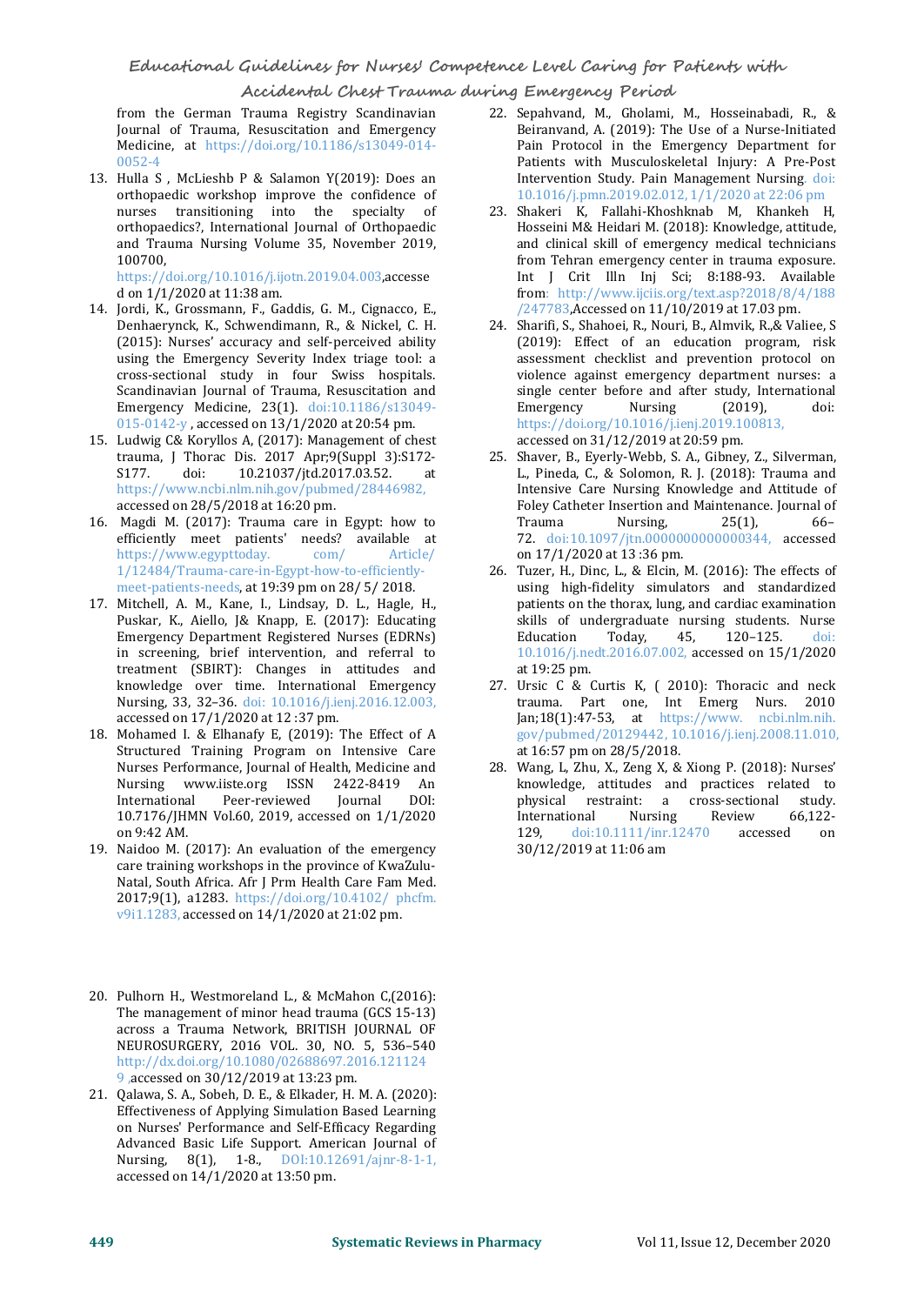from the German Trauma Registry Scandinavian Journal of Trauma, Resuscitation and Emergency Medicine, at https://doi.org/10.1186/s13049-014-0052-4

13. Hulla S , McLieshb P & Salamon Y(2019): Does an orthopaedic workshop improve the confidence of nurses transitioning into the specialty of orthopaedics?, International Journal of Orthopaedic and Trauma Nursing Volume 35, November 2019, 100700, https://doi.org/10.1016/j.ijotn.2019.04.003,accessed on 1/1/2020 at 11:38 am.
14. Jordi, K., Grossmann, F., Gaddis, G. M., Cignacco, E., Denhaerynck, K., Schwendimann, R., & Nickel, C. H. (2015): Nurses' accuracy and self-perceived ability using the Emergency Severity Index triage tool: a cross-sectional study in four Swiss hospitals. Scandinavian Journal of Trauma, Resuscitation and Emergency Medicine, 23(1). doi:10.1186/s13049-015-0142-y , accessed on 13/1/2020 at 20:54 pm.
15. Ludwig C& Koryllos A, (2017): Management of chest trauma, J Thorac Dis. 2017 Apr;9(Suppl 3):S172-S177. doi: 10.21037/jtd.2017.03.52. at https://www.ncbi.nlm.nih.gov/pubmed/28446982, accessed on 28/5/2018 at 16:20 pm.
16. Magdi M. (2017): Trauma care in Egypt: how to efficiently meet patients' needs? available at https://www.egypttoday. com/ Article/ 1/12484/Trauma-care-in-Egypt-how-to-efficiently-meet-patients-needs, at 19:39 pm on 28/ 5/ 2018.
17. Mitchell, A. M., Kane, I., Lindsay, D. L., Hagle, H., Puskar, K., Aiello, J& Knapp, E. (2017): Educating Emergency Department Registered Nurses (EDRNs) in screening, brief intervention, and referral to treatment (SBIRT): Changes in attitudes and knowledge over time. International Emergency Nursing, 33, 32–36. doi: 10.1016/j.ienj.2016.12.003, accessed on 17/1/2020 at 12 :37 pm.
18. Mohamed I. & Elhanafy E, (2019): The Effect of A Structured Training Program on Intensive Care Nurses Performance, Journal of Health, Medicine and Nursing www.iiste.org ISSN 2422-8419 An International Peer-reviewed Journal DOI: 10.7176/JHMN Vol.60, 2019, accessed on 1/1/2020 on 9:42 AM.
19. Naidoo M. (2017): An evaluation of the emergency care training workshops in the province of KwaZulu-Natal, South Africa. Afr J Prm Health Care Fam Med. 2017;9(1), a1283. https://doi.org/10.4102/ phcfm. v9i1.1283, accessed on 14/1/2020 at 21:02 pm.
20. Pulhorn H., Westmoreland L., & McMahon C,(2016): The management of minor head trauma (GCS 15-13) across a Trauma Network, BRITISH JOURNAL OF NEUROSURGERY, 2016 VOL. 30, NO. 5, 536–540 http://dx.doi.org/10.1080/02688697.2016.1211249 ,accessed on 30/12/2019 at 13:23 pm.
21. Qalawa, S. A., Sobeh, D. E., & Elkader, H. M. A. (2020): Effectiveness of Applying Simulation Based Learning on Nurses' Performance and Self-Efficacy Regarding Advanced Basic Life Support. American Journal of Nursing, 8(1), 1-8., DOI:10.12691/ajnr-8-1-1, accessed on 14/1/2020 at 13:50 pm.
22. Sepahvand, M., Gholami, M., Hosseinabadi, R., & Beiranvand, A. (2019): The Use of a Nurse-Initiated Pain Protocol in the Emergency Department for Patients with Musculoskeletal Injury: A Pre-Post Intervention Study. Pain Management Nursing. doi: 10.1016/j.pmn.2019.02.012, 1/1/2020 at 22:06 pm
23. Shakeri K, Fallahi-Khoshknab M, Khankeh H, Hosseini M& Heidari M. (2018): Knowledge, attitude, and clinical skill of emergency medical technicians from Tehran emergency center in trauma exposure. Int J Crit Illn Inj Sci; 8:188-93. Available from: http://www.ijciis.org/text.asp?2018/8/4/188/247783,Accessed on 11/10/2019 at 17.03 pm.
24. Sharifi, S., Shahoei, R., Nouri, B., Almvik, R.,& Valiee, S (2019): Effect of an education program, risk assessment checklist and prevention protocol on violence against emergency department nurses: a single center before and after study, International Emergency Nursing (2019), doi: https://doi.org/10.1016/j.ienj.2019.100813, accessed on 31/12/2019 at 20:59 pm.
25. Shaver, B., Eyerly-Webb, S. A., Gibney, Z., Silverman, L., Pineda, C., & Solomon, R. J. (2018): Trauma and Intensive Care Nursing Knowledge and Attitude of Foley Catheter Insertion and Maintenance. Journal of Trauma Nursing, 25(1), 66–72. doi:10.1097/jtn.0000000000000344, accessed on 17/1/2020 at 13 :36 pm.
26. Tuzer, H., Dinc, L., & Elcin, M. (2016): The effects of using high-fidelity simulators and standardized patients on the thorax, lung, and cardiac examination skills of undergraduate nursing students. Nurse Education Today, 45, 120–125. doi: 10.1016/j.nedt.2016.07.002, accessed on 15/1/2020 at 19:25 pm.
27. Ursic C & Curtis K, ( 2010): Thoracic and neck trauma. Part one, Int Emerg Nurs. 2010 Jan;18(1):47-53, at https://www. ncbi.nlm.nih. gov/pubmed/20129442, 10.1016/j.ienj.2008.11.010, at 16:57 pm on 28/5/2018.
28. Wang, L, Zhu, X., Zeng X, & Xiong P. (2018): Nurses' knowledge, attitudes and practices related to physical restraint: a cross-sectional study. International Nursing Review 66,122-129, doi:10.1111/inr.12470 accessed on 30/12/2019 at 11:06 am